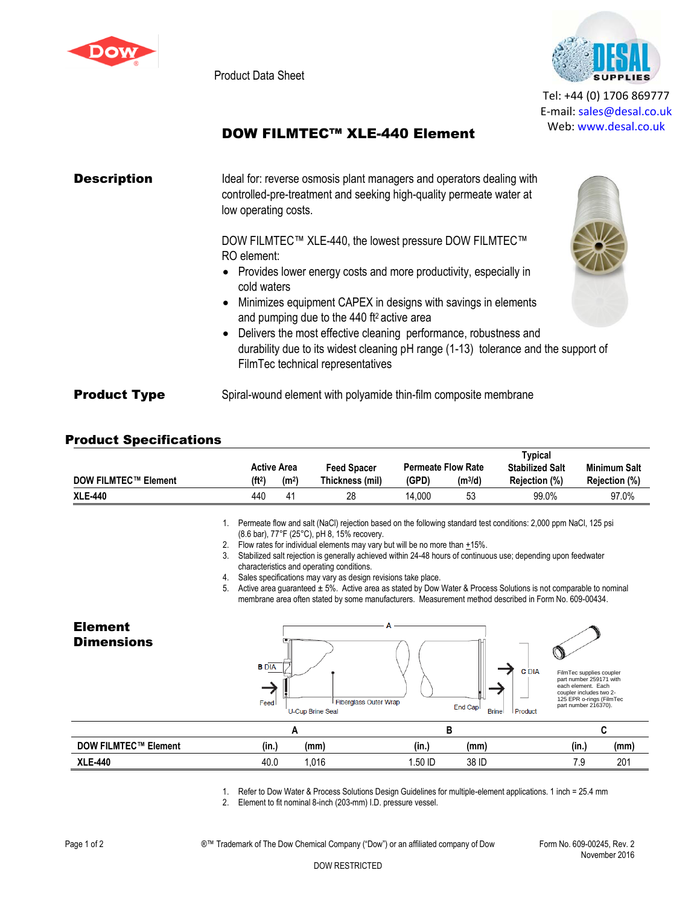Product Data Sheet

Tel: +44 (0) 1706 869777
E-mail: sales@desal.co.uk
Web: www.desal.co.uk

# DOW FILMTEC™ XLE-440 Element

## Description

Ideal for: reverse osmosis plant managers and operators dealing with controlled-pre-treatment and seeking high-quality permeate water at low operating costs.

DOW FILMTEC™ XLE-440, the lowest pressure DOW FILMTEC™ RO element:

- Provides lower energy costs and more productivity, especially in cold waters
- Minimizes equipment CAPEX in designs with savings in elements and pumping due to the 440 ft² active area
- Delivers the most effective cleaning performance, robustness and durability due to its widest cleaning pH range (1-13) tolerance and the support of FilmTec technical representatives

## Product Type

Spiral-wound element with polyamide thin-film composite membrane

## Product Specifications

| DOW FILMTEC™ Element | Active Area (ft²) | Active Area (m²) | Feed Spacer Thickness (mil) | Permeate Flow Rate (GPD) | Permeate Flow Rate (m³/d) | Typical Stabilized Salt Rejection (%) | Minimum Salt Rejection (%) |
|---|---|---|---|---|---|---|---|
| XLE-440 | 440 | 41 | 28 | 14,000 | 53 | 99.0% | 97.0% |

1. Permeate flow and salt (NaCl) rejection based on the following standard test conditions: 2,000 ppm NaCl, 125 psi (8.6 bar), 77°F (25°C), pH 8, 15% recovery.
2. Flow rates for individual elements may vary but will be no more than ±15%.
3. Stabilized salt rejection is generally achieved within 24-48 hours of continuous use; depending upon feedwater characteristics and operating conditions.
4. Sales specifications may vary as design revisions take place.
5. Active area guaranteed ± 5%. Active area as stated by Dow Water & Process Solutions is not comparable to nominal membrane area often stated by some manufacturers. Measurement method described in Form No. 609-00434.

## Element Dimensions

A, B DIA, C DIA, Feed, U-Cup Brine Seal, Fiberglass Outer Wrap, End Cap, Brine, Product

FilmTec supplies coupler part number 259171 with each element. Each coupler includes two 2-125 EPR o-rings (FilmTec part number 216370).

| DOW FILMTEC™ Element | A (in.) | A (mm) | B (in.) | B (mm) | C (in.) | C (mm) |
|---|---|---|---|---|---|---|
| XLE-440 | 40.0 | 1,016 | 1.50 ID | 38 ID | 7.9 | 201 |

1. Refer to Dow Water & Process Solutions Design Guidelines for multiple-element applications. 1 inch = 25.4 mm
2. Element to fit nominal 8-inch (203-mm) I.D. pressure vessel.

®™ Trademark of The Dow Chemical Company ("Dow") or an affiliated company of Dow

Form No. 609-00245, Rev. 2
November 2016

DOW RESTRICTED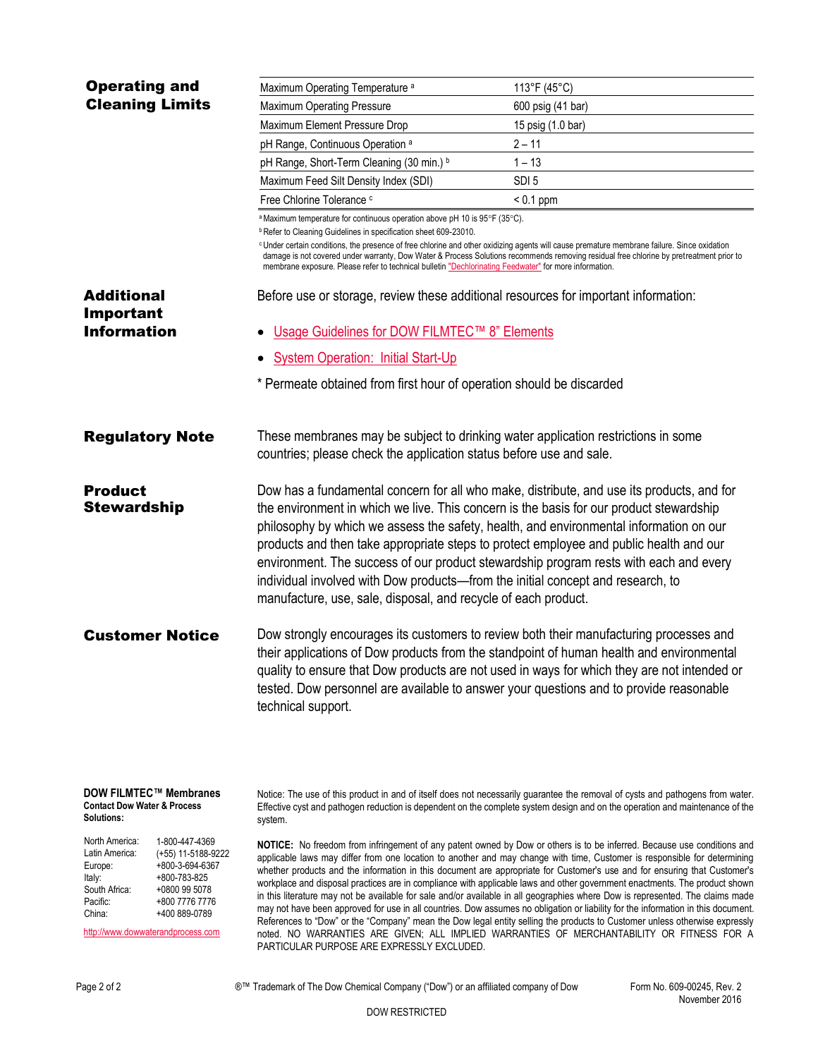## Operating and Cleaning Limits

| | |
|---|---|
| Maximum Operating Temperature [a] | 113°F (45°C) |
| Maximum Operating Pressure | 600 psig (41 bar) |
| Maximum Element Pressure Drop | 15 psig (1.0 bar) |
| pH Range, Continuous Operation [a] | 2 – 11 |
| pH Range, Short-Term Cleaning (30 min.) [b] | 1 – 13 |
| Maximum Feed Silt Density Index (SDI) | SDI 5 |
| Free Chlorine Tolerance [c] | < 0.1 ppm |

[a] Maximum temperature for continuous operation above pH 10 is 95°F (35°C).

[b] Refer to Cleaning Guidelines in specification sheet 609-23010.

[c] Under certain conditions, the presence of free chlorine and other oxidizing agents will cause premature membrane failure. Since oxidation damage is not covered under warranty, Dow Water & Process Solutions recommends removing residual free chlorine by pretreatment prior to membrane exposure. Please refer to technical bulletin "Dechlorinating Feedwater" for more information.

## Additional Important Information

Before use or storage, review these additional resources for important information:

- Usage Guidelines for DOW FILMTEC™ 8" Elements
- System Operation: Initial Start-Up

* Permeate obtained from first hour of operation should be discarded

## Regulatory Note

These membranes may be subject to drinking water application restrictions in some countries; please check the application status before use and sale.

## Product Stewardship

Dow has a fundamental concern for all who make, distribute, and use its products, and for the environment in which we live. This concern is the basis for our product stewardship philosophy by which we assess the safety, health, and environmental information on our products and then take appropriate steps to protect employee and public health and our environment. The success of our product stewardship program rests with each and every individual involved with Dow products—from the initial concept and research, to manufacture, use, sale, disposal, and recycle of each product.

## Customer Notice

Dow strongly encourages its customers to review both their manufacturing processes and their applications of Dow products from the standpoint of human health and environmental quality to ensure that Dow products are not used in ways for which they are not intended or tested. Dow personnel are available to answer your questions and to provide reasonable technical support.

**DOW FILMTEC™ Membranes**
**Contact Dow Water & Process Solutions:**

| | |
|---|---|
| North America: | 1-800-447-4369 |
| Latin America: | (+55) 11-5188-9222 |
| Europe: | +800-3-694-6367 |
| Italy: | +800-783-825 |
| South Africa: | +0800 99 5078 |
| Pacific: | +800 7776 7776 |
| China: | +400 889-0789 |

http://www.dowwaterandprocess.com

Notice: The use of this product in and of itself does not necessarily guarantee the removal of cysts and pathogens from water. Effective cyst and pathogen reduction is dependent on the complete system design and on the operation and maintenance of the system.

**NOTICE:** No freedom from infringement of any patent owned by Dow or others is to be inferred. Because use conditions and applicable laws may differ from one location to another and may change with time, Customer is responsible for determining whether products and the information in this document are appropriate for Customer's use and for ensuring that Customer's workplace and disposal practices are in compliance with applicable laws and other government enactments. The product shown in this literature may not be available for sale and/or available in all geographies where Dow is represented. The claims made may not have been approved for use in all countries. Dow assumes no obligation or liability for the information in this document. References to "Dow" or the "Company" mean the Dow legal entity selling the products to Customer unless otherwise expressly noted. NO WARRANTIES ARE GIVEN; ALL IMPLIED WARRANTIES OF MERCHANTABILITY OR FITNESS FOR A PARTICULAR PURPOSE ARE EXPRESSLY EXCLUDED.

®™ Trademark of The Dow Chemical Company ("Dow") or an affiliated company of Dow

Form No. 609-00245, Rev. 2
November 2016

DOW RESTRICTED